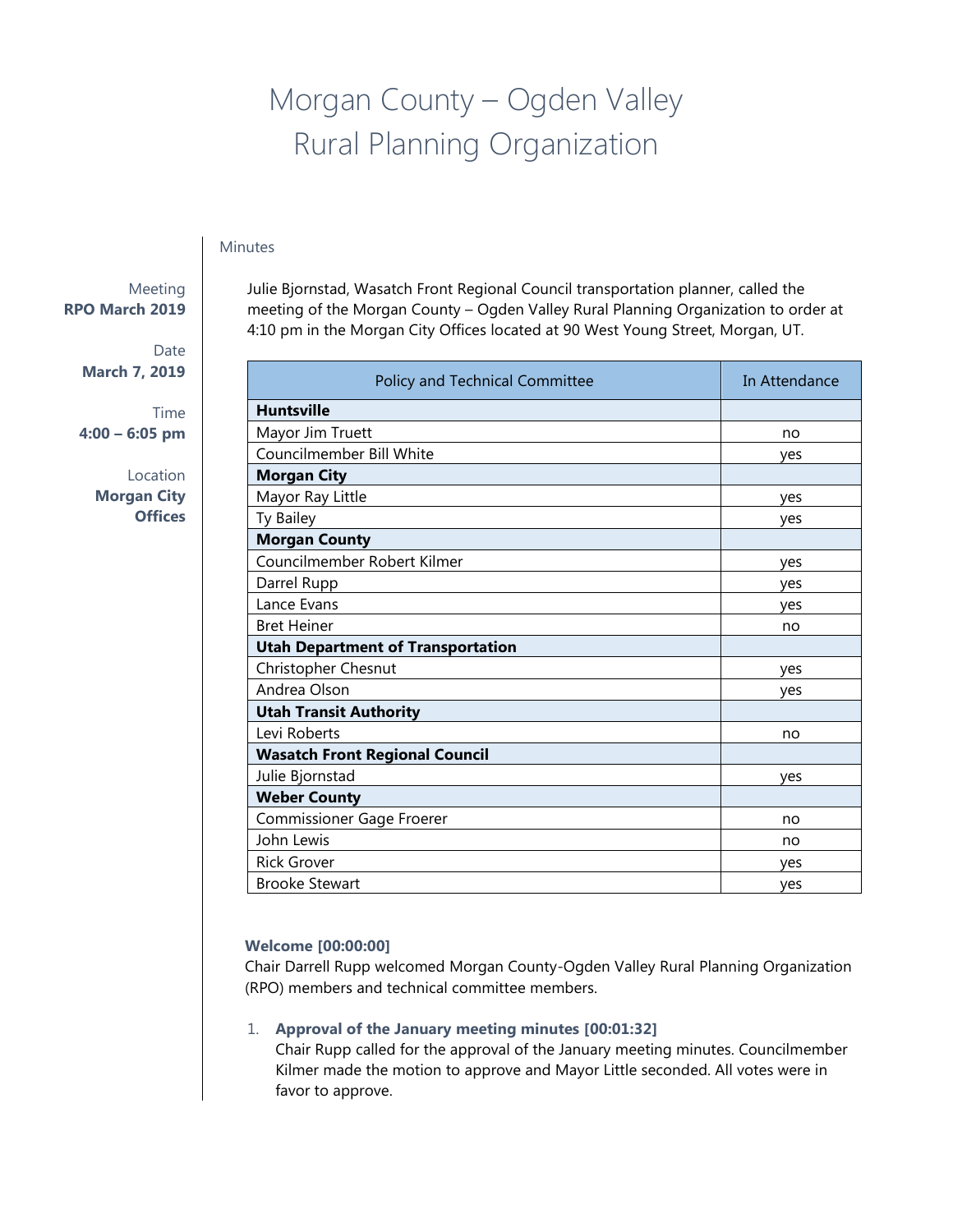# Morgan County – Ogden Valley Rural Planning Organization

Meeting
**RPO March 2019**

Date
**March 7, 2019**

Time
**4:00 – 6:05 pm**

Location
**Morgan City Offices**

Minutes

Julie Bjornstad, Wasatch Front Regional Council transportation planner, called the meeting of the Morgan County – Ogden Valley Rural Planning Organization to order at 4:10 pm in the Morgan City Offices located at 90 West Young Street, Morgan, UT.

| Policy and Technical Committee | In Attendance |
|---|---|
| **Huntsville** | |
| Mayor Jim Truett | no |
| Councilmember Bill White | yes |
| **Morgan City** | |
| Mayor Ray Little | yes |
| Ty Bailey | yes |
| **Morgan County** | |
| Councilmember Robert Kilmer | yes |
| Darrel Rupp | yes |
| Lance Evans | yes |
| Bret Heiner | no |
| **Utah Department of Transportation** | |
| Christopher Chesnut | yes |
| Andrea Olson | yes |
| **Utah Transit Authority** | |
| Levi Roberts | no |
| **Wasatch Front Regional Council** | |
| Julie Bjornstad | yes |
| **Weber County** | |
| Commissioner Gage Froerer | no |
| John Lewis | no |
| Rick Grover | yes |
| Brooke Stewart | yes |

**Welcome [00:00:00]**

Chair Darrell Rupp welcomed Morgan County-Ogden Valley Rural Planning Organization (RPO) members and technical committee members.

1. **Approval of the January meeting minutes [00:01:32]**
   Chair Rupp called for the approval of the January meeting minutes. Councilmember Kilmer made the motion to approve and Mayor Little seconded. All votes were in favor to approve.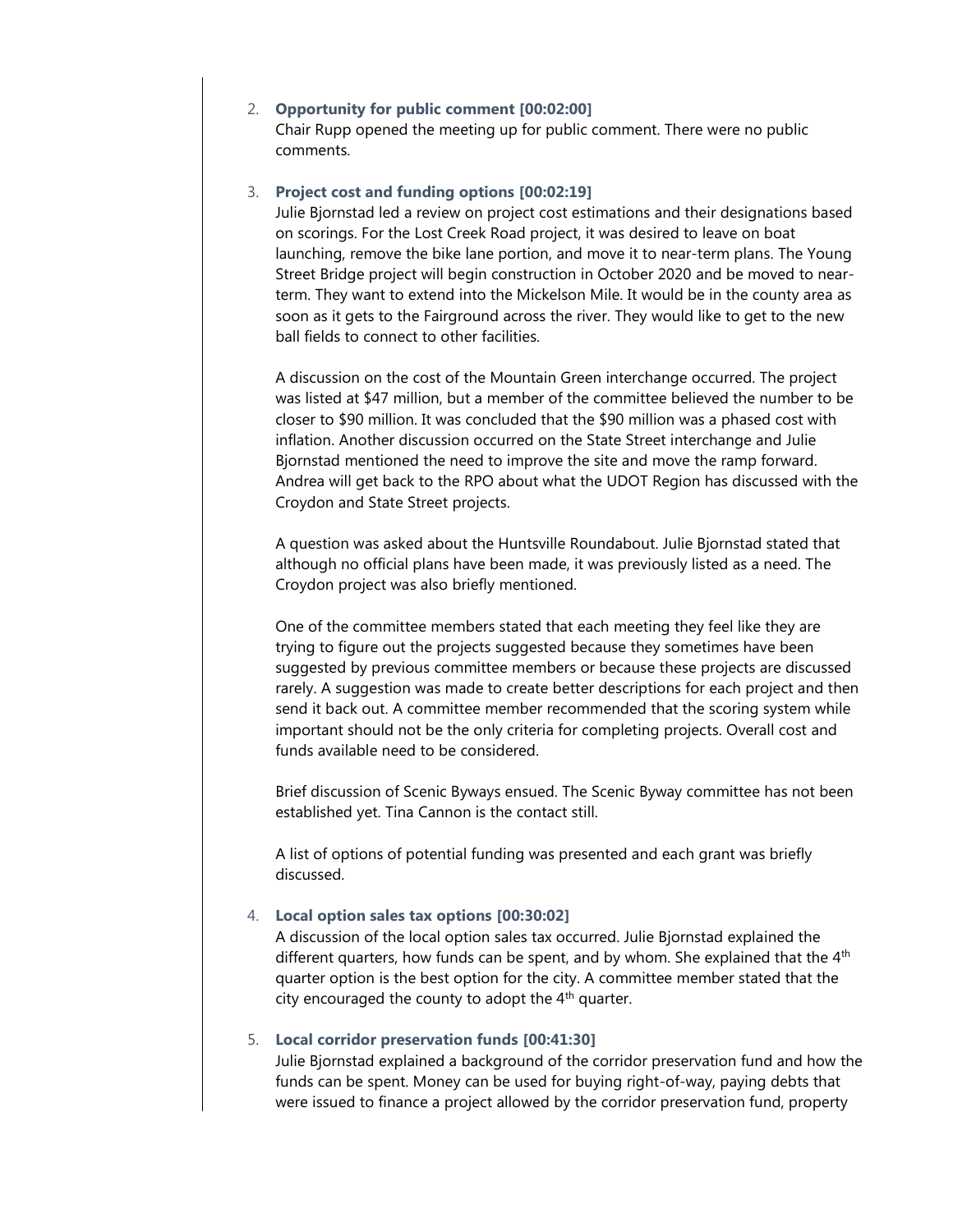2. **Opportunity for public comment [00:02:00]**
   Chair Rupp opened the meeting up for public comment. There were no public comments.

3. **Project cost and funding options [00:02:19]**
   Julie Bjornstad led a review on project cost estimations and their designations based on scorings. For the Lost Creek Road project, it was desired to leave on boat launching, remove the bike lane portion, and move it to near-term plans. The Young Street Bridge project will begin construction in October 2020 and be moved to near-term. They want to extend into the Mickelson Mile. It would be in the county area as soon as it gets to the Fairground across the river. They would like to get to the new ball fields to connect to other facilities.

   A discussion on the cost of the Mountain Green interchange occurred. The project was listed at $47 million, but a member of the committee believed the number to be closer to $90 million. It was concluded that the $90 million was a phased cost with inflation. Another discussion occurred on the State Street interchange and Julie Bjornstad mentioned the need to improve the site and move the ramp forward. Andrea will get back to the RPO about what the UDOT Region has discussed with the Croydon and State Street projects.

   A question was asked about the Huntsville Roundabout. Julie Bjornstad stated that although no official plans have been made, it was previously listed as a need. The Croydon project was also briefly mentioned.

   One of the committee members stated that each meeting they feel like they are trying to figure out the projects suggested because they sometimes have been suggested by previous committee members or because these projects are discussed rarely. A suggestion was made to create better descriptions for each project and then send it back out. A committee member recommended that the scoring system while important should not be the only criteria for completing projects. Overall cost and funds available need to be considered.

   Brief discussion of Scenic Byways ensued. The Scenic Byway committee has not been established yet. Tina Cannon is the contact still.

   A list of options of potential funding was presented and each grant was briefly discussed.

4. **Local option sales tax options [00:30:02]**
   A discussion of the local option sales tax occurred. Julie Bjornstad explained the different quarters, how funds can be spent, and by whom. She explained that the 4th quarter option is the best option for the city. A committee member stated that the city encouraged the county to adopt the 4th quarter.

5. **Local corridor preservation funds [00:41:30]**
   Julie Bjornstad explained a background of the corridor preservation fund and how the funds can be spent. Money can be used for buying right-of-way, paying debts that were issued to finance a project allowed by the corridor preservation fund, property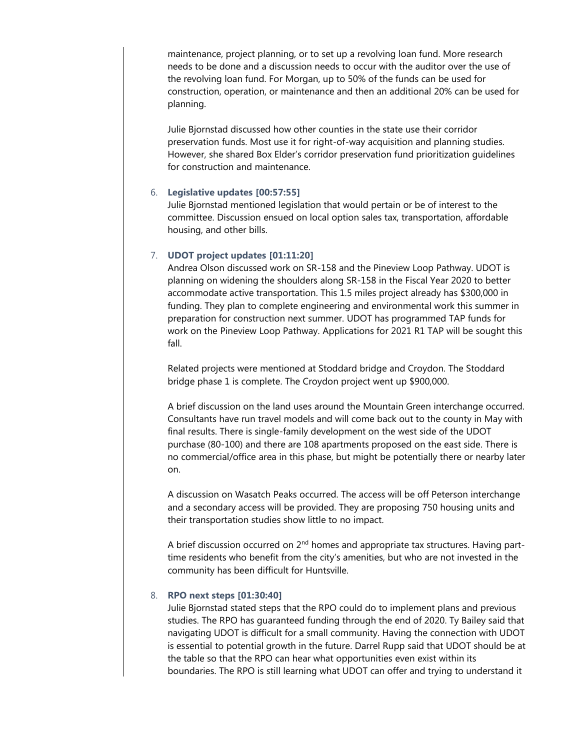maintenance, project planning, or to set up a revolving loan fund. More research needs to be done and a discussion needs to occur with the auditor over the use of the revolving loan fund. For Morgan, up to 50% of the funds can be used for construction, operation, or maintenance and then an additional 20% can be used for planning.

Julie Bjornstad discussed how other counties in the state use their corridor preservation funds. Most use it for right-of-way acquisition and planning studies. However, she shared Box Elder's corridor preservation fund prioritization guidelines for construction and maintenance.

6. **Legislative updates [00:57:55]**
   Julie Bjornstad mentioned legislation that would pertain or be of interest to the committee. Discussion ensued on local option sales tax, transportation, affordable housing, and other bills.

7. **UDOT project updates [01:11:20]**
   Andrea Olson discussed work on SR-158 and the Pineview Loop Pathway. UDOT is planning on widening the shoulders along SR-158 in the Fiscal Year 2020 to better accommodate active transportation. This 1.5 miles project already has $300,000 in funding. They plan to complete engineering and environmental work this summer in preparation for construction next summer. UDOT has programmed TAP funds for work on the Pineview Loop Pathway. Applications for 2021 R1 TAP will be sought this fall.

   Related projects were mentioned at Stoddard bridge and Croydon. The Stoddard bridge phase 1 is complete. The Croydon project went up $900,000.

   A brief discussion on the land uses around the Mountain Green interchange occurred. Consultants have run travel models and will come back out to the county in May with final results. There is single-family development on the west side of the UDOT purchase (80-100) and there are 108 apartments proposed on the east side. There is no commercial/office area in this phase, but might be potentially there or nearby later on.

   A discussion on Wasatch Peaks occurred. The access will be off Peterson interchange and a secondary access will be provided. They are proposing 750 housing units and their transportation studies show little to no impact.

   A brief discussion occurred on 2nd homes and appropriate tax structures. Having part-time residents who benefit from the city's amenities, but who are not invested in the community has been difficult for Huntsville.

8. **RPO next steps [01:30:40]**
   Julie Bjornstad stated steps that the RPO could do to implement plans and previous studies. The RPO has guaranteed funding through the end of 2020. Ty Bailey said that navigating UDOT is difficult for a small community. Having the connection with UDOT is essential to potential growth in the future. Darrel Rupp said that UDOT should be at the table so that the RPO can hear what opportunities even exist within its boundaries. The RPO is still learning what UDOT can offer and trying to understand it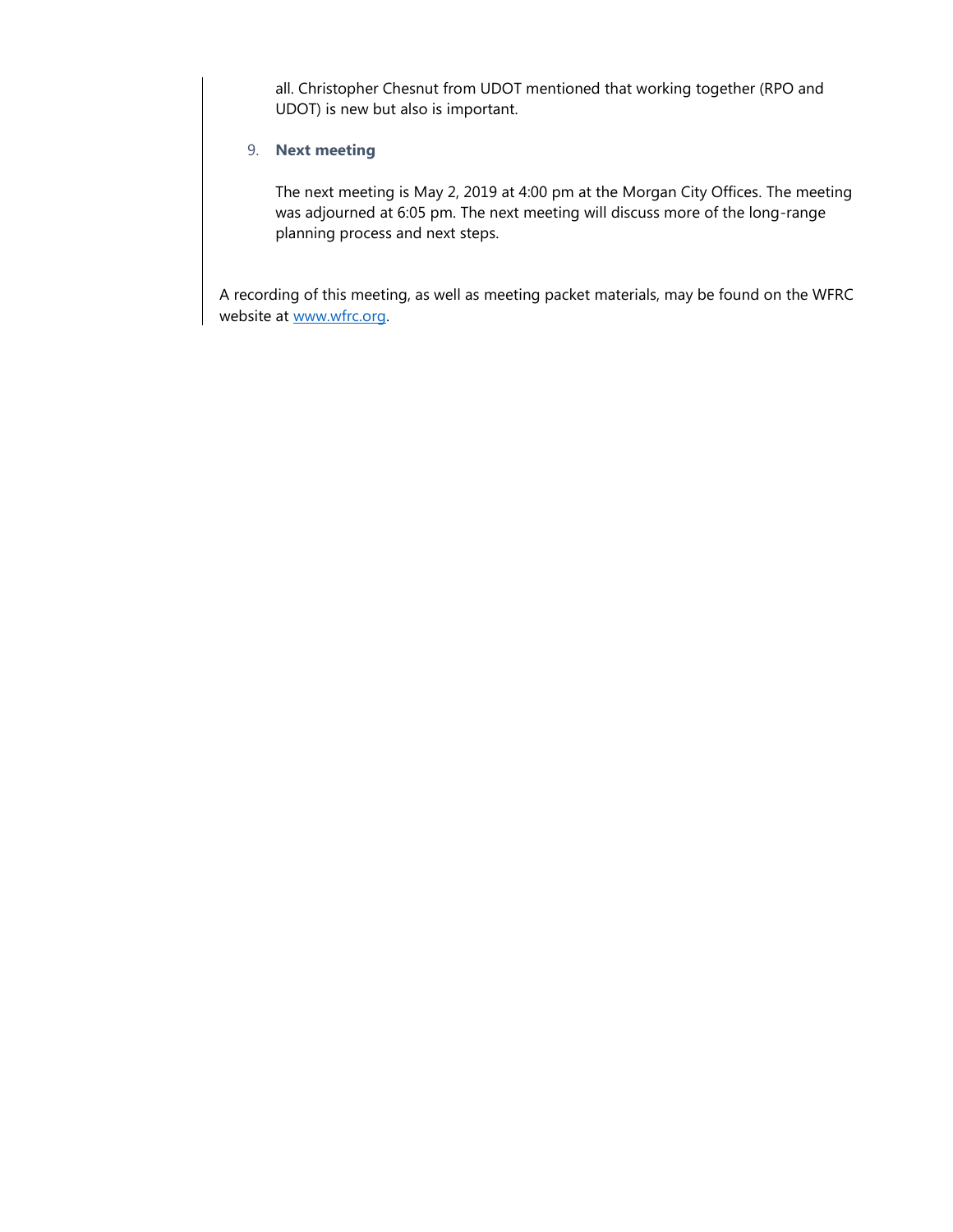all. Christopher Chesnut from UDOT mentioned that working together (RPO and UDOT) is new but also is important.

9. **Next meeting**

   The next meeting is May 2, 2019 at 4:00 pm at the Morgan City Offices. The meeting was adjourned at 6:05 pm. The next meeting will discuss more of the long-range planning process and next steps.

A recording of this meeting, as well as meeting packet materials, may be found on the WFRC website at [www.wfrc.org](http://www.wfrc.org).